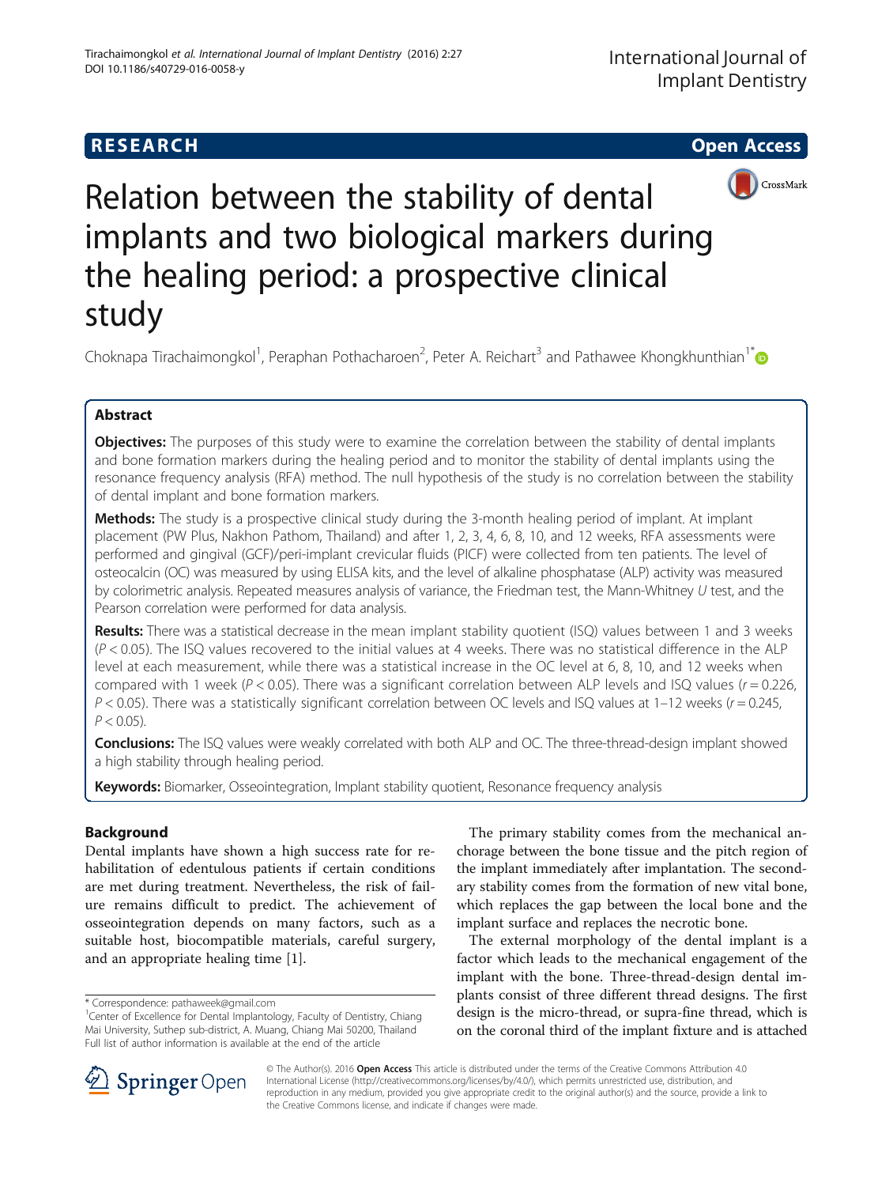RESEARCH Open Access

# Relation between the stability of dental implants and two biological markers during the healing period: a prospective clinical study

Choknapa Tirachaimongkol[1], Peraphan Pothacharoen[2], Peter A. Reichart[3] and Pathawee Khongkhunthian[1*]

## Abstract

**Objectives:** The purposes of this study were to examine the correlation between the stability of dental implants and bone formation markers during the healing period and to monitor the stability of dental implants using the resonance frequency analysis (RFA) method. The null hypothesis of the study is no correlation between the stability of dental implant and bone formation markers.

**Methods:** The study is a prospective clinical study during the 3-month healing period of implant. At implant placement (PW Plus, Nakhon Pathom, Thailand) and after 1, 2, 3, 4, 6, 8, 10, and 12 weeks, RFA assessments were performed and gingival (GCF)/peri-implant crevicular fluids (PICF) were collected from ten patients. The level of osteocalcin (OC) was measured by using ELISA kits, and the level of alkaline phosphatase (ALP) activity was measured by colorimetric analysis. Repeated measures analysis of variance, the Friedman test, the Mann-Whitney *U* test, and the Pearson correlation were performed for data analysis.

**Results:** There was a statistical decrease in the mean implant stability quotient (ISQ) values between 1 and 3 weeks ($P < 0.05$). The ISQ values recovered to the initial values at 4 weeks. There was no statistical difference in the ALP level at each measurement, while there was a statistical increase in the OC level at 6, 8, 10, and 12 weeks when compared with 1 week ($P < 0.05$). There was a significant correlation between ALP levels and ISQ values ($r = 0.226$, $P < 0.05$). There was a statistically significant correlation between OC levels and ISQ values at 1–12 weeks ($r = 0.245$, $P < 0.05$).

**Conclusions:** The ISQ values were weakly correlated with both ALP and OC. The three-thread-design implant showed a high stability through healing period.

**Keywords:** Biomarker, Osseointegration, Implant stability quotient, Resonance frequency analysis

## Background

Dental implants have shown a high success rate for rehabilitation of edentulous patients if certain conditions are met during treatment. Nevertheless, the risk of failure remains difficult to predict. The achievement of osseointegration depends on many factors, such as a suitable host, biocompatible materials, careful surgery, and an appropriate healing time [1].

The primary stability comes from the mechanical anchorage between the bone tissue and the pitch region of the implant immediately after implantation. The secondary stability comes from the formation of new vital bone, which replaces the gap between the local bone and the implant surface and replaces the necrotic bone.

The external morphology of the dental implant is a factor which leads to the mechanical engagement of the implant with the bone. Three-thread-design dental implants consist of three different thread designs. The first design is the micro-thread, or supra-fine thread, which is on the coronal third of the implant fixture and is attached

\* Correspondence: pathaweek@gmail.com
[1]Center of Excellence for Dental Implantology, Faculty of Dentistry, Chiang Mai University, Suthep sub-district, A. Muang, Chiang Mai 50200, Thailand
Full list of author information is available at the end of the article

© The Author(s). 2016 **Open Access** This article is distributed under the terms of the Creative Commons Attribution 4.0 International License (http://creativecommons.org/licenses/by/4.0/), which permits unrestricted use, distribution, and reproduction in any medium, provided you give appropriate credit to the original author(s) and the source, provide a link to the Creative Commons license, and indicate if changes were made.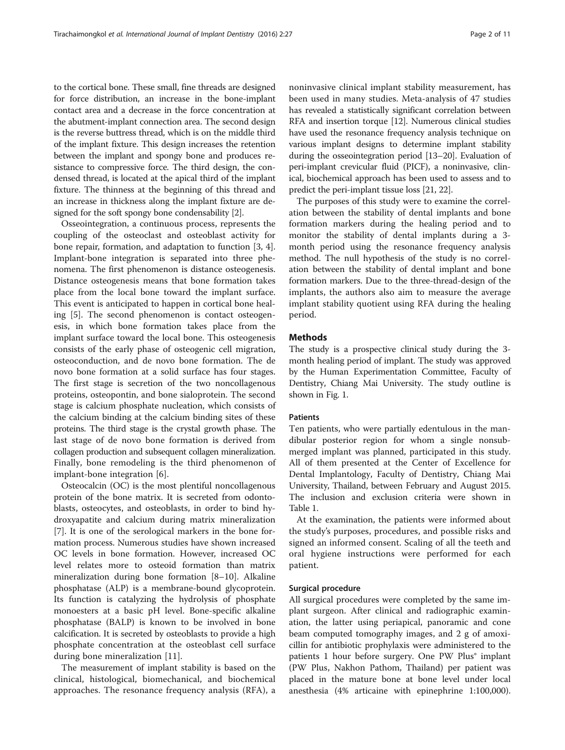to the cortical bone. These small, fine threads are designed for force distribution, an increase in the bone-implant contact area and a decrease in the force concentration at the abutment-implant connection area. The second design is the reverse buttress thread, which is on the middle third of the implant fixture. This design increases the retention between the implant and spongy bone and produces resistance to compressive force. The third design, the condensed thread, is located at the apical third of the implant fixture. The thinness at the beginning of this thread and an increase in thickness along the implant fixture are designed for the soft spongy bone condensability [2].

Osseointegration, a continuous process, represents the coupling of the osteoclast and osteoblast activity for bone repair, formation, and adaptation to function [3, 4]. Implant-bone integration is separated into three phenomena. The first phenomenon is distance osteogenesis. Distance osteogenesis means that bone formation takes place from the local bone toward the implant surface. This event is anticipated to happen in cortical bone healing [5]. The second phenomenon is contact osteogenesis, in which bone formation takes place from the implant surface toward the local bone. This osteogenesis consists of the early phase of osteogenic cell migration, osteoconduction, and de novo bone formation. The de novo bone formation at a solid surface has four stages. The first stage is secretion of the two noncollagenous proteins, osteopontin, and bone sialoprotein. The second stage is calcium phosphate nucleation, which consists of the calcium binding at the calcium binding sites of these proteins. The third stage is the crystal growth phase. The last stage of de novo bone formation is derived from collagen production and subsequent collagen mineralization. Finally, bone remodeling is the third phenomenon of implant-bone integration [6].

Osteocalcin (OC) is the most plentiful noncollagenous protein of the bone matrix. It is secreted from odontoblasts, osteocytes, and osteoblasts, in order to bind hydroxyapatite and calcium during matrix mineralization [7]. It is one of the serological markers in the bone formation process. Numerous studies have shown increased OC levels in bone formation. However, increased OC level relates more to osteoid formation than matrix mineralization during bone formation [8–10]. Alkaline phosphatase (ALP) is a membrane-bound glycoprotein. Its function is catalyzing the hydrolysis of phosphate monoesters at a basic pH level. Bone-specific alkaline phosphatase (BALP) is known to be involved in bone calcification. It is secreted by osteoblasts to provide a high phosphate concentration at the osteoblast cell surface during bone mineralization [11].

The measurement of implant stability is based on the clinical, histological, biomechanical, and biochemical approaches. The resonance frequency analysis (RFA), a noninvasive clinical implant stability measurement, has been used in many studies. Meta-analysis of 47 studies has revealed a statistically significant correlation between RFA and insertion torque [12]. Numerous clinical studies have used the resonance frequency analysis technique on various implant designs to determine implant stability during the osseointegration period [13–20]. Evaluation of peri-implant crevicular fluid (PICF), a noninvasive, clinical, biochemical approach has been used to assess and to predict the peri-implant tissue loss [21, 22].

The purposes of this study were to examine the correlation between the stability of dental implants and bone formation markers during the healing period and to monitor the stability of dental implants during a 3-month period using the resonance frequency analysis method. The null hypothesis of the study is no correlation between the stability of dental implant and bone formation markers. Due to the three-thread-design of the implants, the authors also aim to measure the average implant stability quotient using RFA during the healing period.

## Methods

The study is a prospective clinical study during the 3-month healing period of implant. The study was approved by the Human Experimentation Committee, Faculty of Dentistry, Chiang Mai University. The study outline is shown in Fig. 1.

### Patients

Ten patients, who were partially edentulous in the mandibular posterior region for whom a single nonsubmerged implant was planned, participated in this study. All of them presented at the Center of Excellence for Dental Implantology, Faculty of Dentistry, Chiang Mai University, Thailand, between February and August 2015. The inclusion and exclusion criteria were shown in Table 1.

At the examination, the patients were informed about the study's purposes, procedures, and possible risks and signed an informed consent. Scaling of all the teeth and oral hygiene instructions were performed for each patient.

### Surgical procedure

All surgical procedures were completed by the same implant surgeon. After clinical and radiographic examination, the latter using periapical, panoramic and cone beam computed tomography images, and 2 g of amoxicillin for antibiotic prophylaxis were administered to the patients 1 hour before surgery. One PW Plus® implant (PW Plus, Nakhon Pathom, Thailand) per patient was placed in the mature bone at bone level under local anesthesia (4% articaine with epinephrine 1:100,000).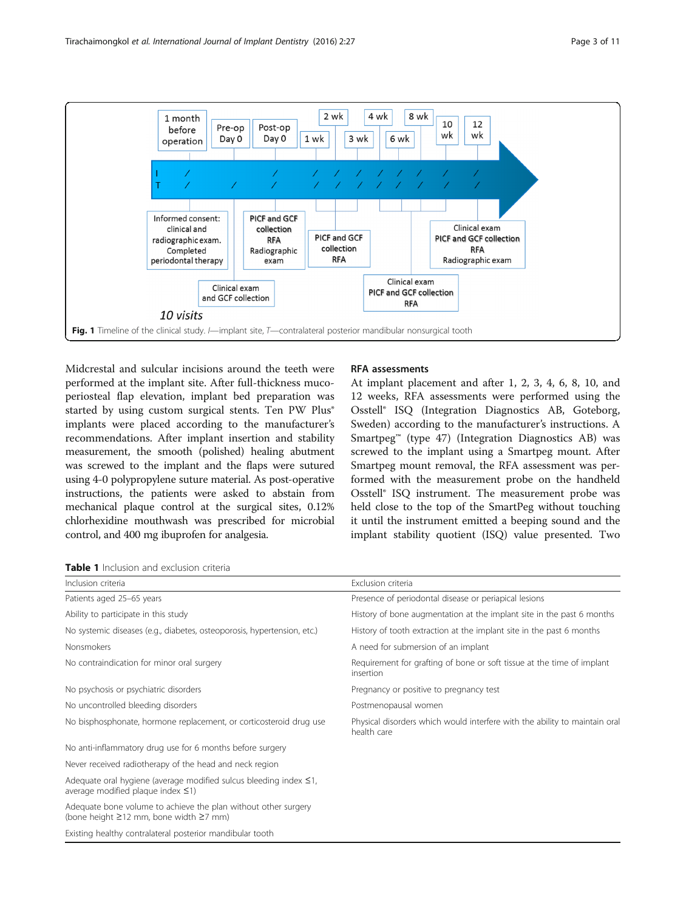Fig. 1 Timeline of the clinical study. *I*—implant site, *T*—contralateral posterior mandibular nonsurgical tooth

Midcrestal and sulcular incisions around the teeth were performed at the implant site. After full-thickness mucoperiosteal flap elevation, implant bed preparation was started by using custom surgical stents. Ten PW Plus® implants were placed according to the manufacturer's recommendations. After implant insertion and stability measurement, the smooth (polished) healing abutment was screwed to the implant and the flaps were sutured using 4-0 polypropylene suture material. As post-operative instructions, the patients were asked to abstain from mechanical plaque control at the surgical sites, 0.12% chlorhexidine mouthwash was prescribed for microbial control, and 400 mg ibuprofen for analgesia.

### RFA assessments

At implant placement and after 1, 2, 3, 4, 6, 8, 10, and 12 weeks, RFA assessments were performed using the Osstell® ISQ (Integration Diagnostics AB, Goteborg, Sweden) according to the manufacturer's instructions. A Smartpeg™ (type 47) (Integration Diagnostics AB) was screwed to the implant using a Smartpeg mount. After Smartpeg mount removal, the RFA assessment was performed with the measurement probe on the handheld Osstell® ISQ instrument. The measurement probe was held close to the top of the SmartPeg without touching it until the instrument emitted a beeping sound and the implant stability quotient (ISQ) value presented. Two

**Table 1** Inclusion and exclusion criteria

| Inclusion criteria | Exclusion criteria |
| --- | --- |
| Patients aged 25–65 years | Presence of periodontal disease or periapical lesions |
| Ability to participate in this study | History of bone augmentation at the implant site in the past 6 months |
| No systemic diseases (e.g., diabetes, osteoporosis, hypertension, etc.) | History of tooth extraction at the implant site in the past 6 months |
| Nonsmokers | A need for submersion of an implant |
| No contraindication for minor oral surgery | Requirement for grafting of bone or soft tissue at the time of implant insertion |
| No psychosis or psychiatric disorders | Pregnancy or positive to pregnancy test |
| No uncontrolled bleeding disorders | Postmenopausal women |
| No bisphosphonate, hormone replacement, or corticosteroid drug use | Physical disorders which would interfere with the ability to maintain oral health care |
| No anti-inflammatory drug use for 6 months before surgery | |
| Never received radiotherapy of the head and neck region | |
| Adequate oral hygiene (average modified sulcus bleeding index ≤1, average modified plaque index ≤1) | |
| Adequate bone volume to achieve the plan without other surgery (bone height ≥12 mm, bone width ≥7 mm) | |
| Existing healthy contralateral posterior mandibular tooth | |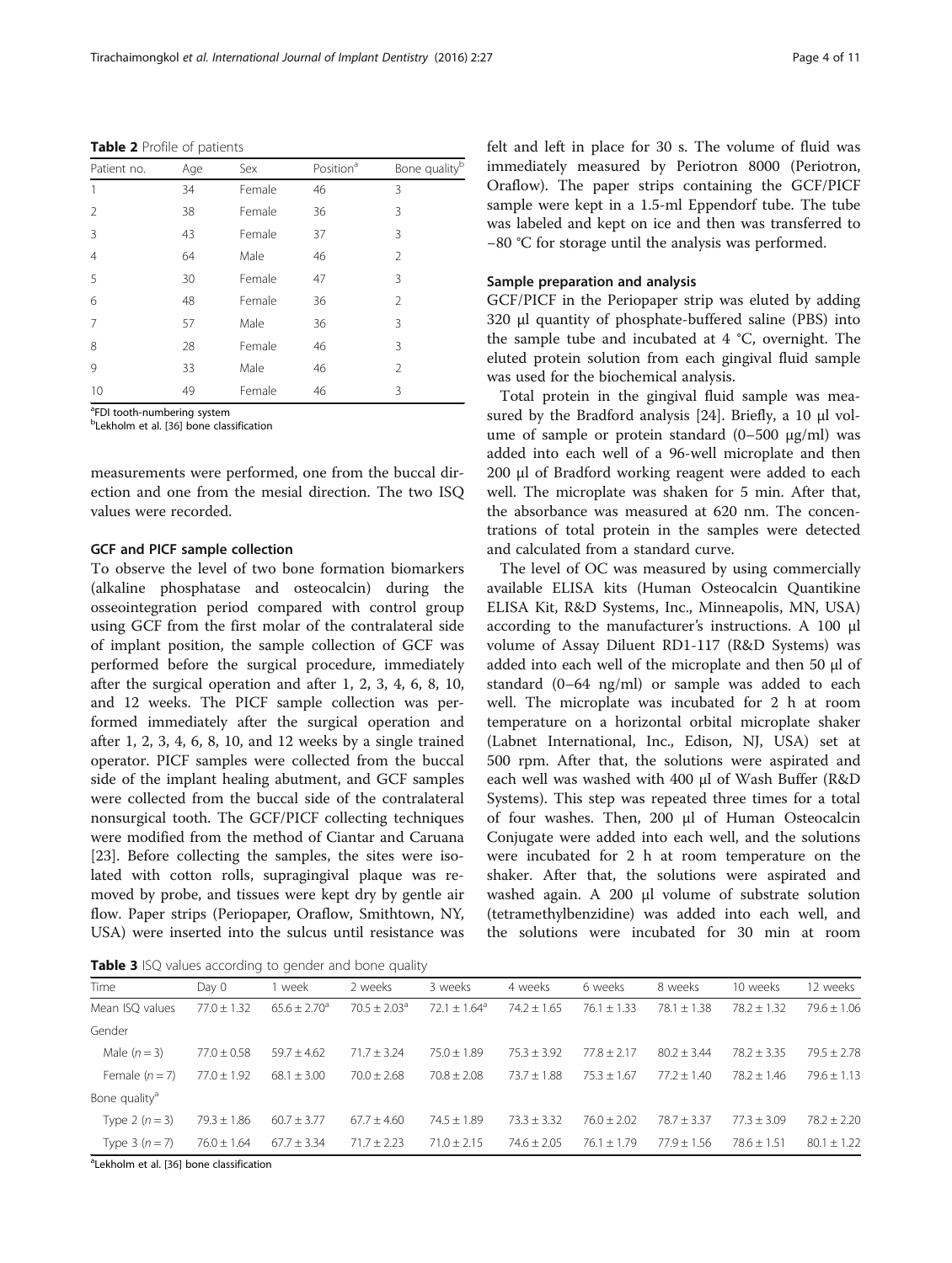**Table 2** Profile of patients

| Patient no. | Age | Sex | Position[a] | Bone quality[b] |
|---|---|---|---|---|
| 1 | 34 | Female | 46 | 3 |
| 2 | 38 | Female | 36 | 3 |
| 3 | 43 | Female | 37 | 3 |
| 4 | 64 | Male | 46 | 2 |
| 5 | 30 | Female | 47 | 3 |
| 6 | 48 | Female | 36 | 2 |
| 7 | 57 | Male | 36 | 3 |
| 8 | 28 | Female | 46 | 3 |
| 9 | 33 | Male | 46 | 2 |
| 10 | 49 | Female | 46 | 3 |

[a]FDI tooth-numbering system
[b]Lekholm et al. [36] bone classification

measurements were performed, one from the buccal direction and one from the mesial direction. The two ISQ values were recorded.

### GCF and PICF sample collection

To observe the level of two bone formation biomarkers (alkaline phosphatase and osteocalcin) during the osseointegration period compared with control group using GCF from the first molar of the contralateral side of implant position, the sample collection of GCF was performed before the surgical procedure, immediately after the surgical operation and after 1, 2, 3, 4, 6, 8, 10, and 12 weeks. The PICF sample collection was performed immediately after the surgical operation and after 1, 2, 3, 4, 6, 8, 10, and 12 weeks by a single trained operator. PICF samples were collected from the buccal side of the implant healing abutment, and GCF samples were collected from the buccal side of the contralateral nonsurgical tooth. The GCF/PICF collecting techniques were modified from the method of Ciantar and Caruana [23]. Before collecting the samples, the sites were isolated with cotton rolls, supragingival plaque was removed by probe, and tissues were kept dry by gentle air flow. Paper strips (Periopaper, Oraflow, Smithtown, NY, USA) were inserted into the sulcus until resistance was felt and left in place for 30 s. The volume of fluid was immediately measured by Periotron 8000 (Periotron, Oraflow). The paper strips containing the GCF/PICF sample were kept in a 1.5-ml Eppendorf tube. The tube was labeled and kept on ice and then was transferred to −80 °C for storage until the analysis was performed.

### Sample preparation and analysis

GCF/PICF in the Periopaper strip was eluted by adding 320 μl quantity of phosphate-buffered saline (PBS) into the sample tube and incubated at 4 °C, overnight. The eluted protein solution from each gingival fluid sample was used for the biochemical analysis.

Total protein in the gingival fluid sample was measured by the Bradford analysis [24]. Briefly, a 10 μl volume of sample or protein standard (0–500 μg/ml) was added into each well of a 96-well microplate and then 200 μl of Bradford working reagent were added to each well. The microplate was shaken for 5 min. After that, the absorbance was measured at 620 nm. The concentrations of total protein in the samples were detected and calculated from a standard curve.

The level of OC was measured by using commercially available ELISA kits (Human Osteocalcin Quantikine ELISA Kit, R&D Systems, Inc., Minneapolis, MN, USA) according to the manufacturer's instructions. A 100 μl volume of Assay Diluent RD1-117 (R&D Systems) was added into each well of the microplate and then 50 μl of standard (0–64 ng/ml) or sample was added to each well. The microplate was incubated for 2 h at room temperature on a horizontal orbital microplate shaker (Labnet International, Inc., Edison, NJ, USA) set at 500 rpm. After that, the solutions were aspirated and each well was washed with 400 μl of Wash Buffer (R&D Systems). This step was repeated three times for a total of four washes. Then, 200 μl of Human Osteocalcin Conjugate were added into each well, and the solutions were incubated for 2 h at room temperature on the shaker. After that, the solutions were aspirated and washed again. A 200 μl volume of substrate solution (tetramethylbenzidine) was added into each well, and the solutions were incubated for 30 min at room

**Table 3** ISQ values according to gender and bone quality

| Time | Day 0 | 1 week | 2 weeks | 3 weeks | 4 weeks | 6 weeks | 8 weeks | 10 weeks | 12 weeks |
|---|---|---|---|---|---|---|---|---|---|
| Mean ISQ values | 77.0 ± 1.32 | 65.6 ± 2.70[a] | 70.5 ± 2.03[a] | 72.1 ± 1.64[a] | 74.2 ± 1.65 | 76.1 ± 1.33 | 78.1 ± 1.38 | 78.2 ± 1.32 | 79.6 ± 1.06 |
| Gender | | | | | | | | | |
| Male ($n = 3$) | 77.0 ± 0.58 | 59.7 ± 4.62 | 71.7 ± 3.24 | 75.0 ± 1.89 | 75.3 ± 3.92 | 77.8 ± 2.17 | 80.2 ± 3.44 | 78.2 ± 3.35 | 79.5 ± 2.78 |
| Female ($n = 7$) | 77.0 ± 1.92 | 68.1 ± 3.00 | 70.0 ± 2.68 | 70.8 ± 2.08 | 73.7 ± 1.88 | 75.3 ± 1.67 | 77.2 ± 1.40 | 78.2 ± 1.46 | 79.6 ± 1.13 |
| Bone quality[a] | | | | | | | | | |
| Type 2 ($n = 3$) | 79.3 ± 1.86 | 60.7 ± 3.77 | 67.7 ± 4.60 | 74.5 ± 1.89 | 73.3 ± 3.32 | 76.0 ± 2.02 | 78.7 ± 3.37 | 77.3 ± 3.09 | 78.2 ± 2.20 |
| Type 3 ($n = 7$) | 76.0 ± 1.64 | 67.7 ± 3.34 | 71.7 ± 2.23 | 71.0 ± 2.15 | 74.6 ± 2.05 | 76.1 ± 1.79 | 77.9 ± 1.56 | 78.6 ± 1.51 | 80.1 ± 1.22 |

[a]Lekholm et al. [36] bone classification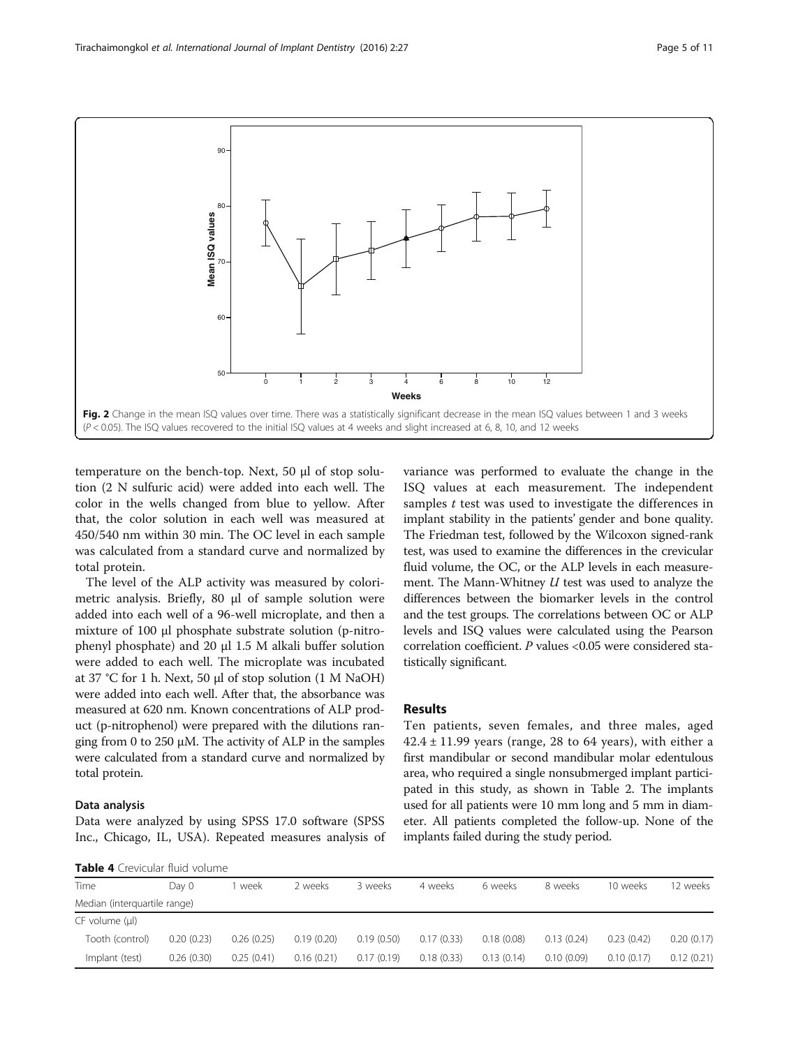Fig. 2 Change in the mean ISQ values over time. There was a statistically significant decrease in the mean ISQ values between 1 and 3 weeks ($P < 0.05$). The ISQ values recovered to the initial ISQ values at 4 weeks and slight increased at 6, 8, 10, and 12 weeks

temperature on the bench-top. Next, 50 μl of stop solution (2 N sulfuric acid) were added into each well. The color in the wells changed from blue to yellow. After that, the color solution in each well was measured at 450/540 nm within 30 min. The OC level in each sample was calculated from a standard curve and normalized by total protein.

The level of the ALP activity was measured by colorimetric analysis. Briefly, 80 μl of sample solution were added into each well of a 96-well microplate, and then a mixture of 100 μl phosphate substrate solution (p-nitrophenyl phosphate) and 20 μl 1.5 M alkali buffer solution were added to each well. The microplate was incubated at 37 °C for 1 h. Next, 50 μl of stop solution (1 M NaOH) were added into each well. After that, the absorbance was measured at 620 nm. Known concentrations of ALP product (p-nitrophenol) were prepared with the dilutions ranging from 0 to 250 μM. The activity of ALP in the samples were calculated from a standard curve and normalized by total protein.

### Data analysis

Data were analyzed by using SPSS 17.0 software (SPSS Inc., Chicago, IL, USA). Repeated measures analysis of variance was performed to evaluate the change in the ISQ values at each measurement. The independent samples *t* test was used to investigate the differences in implant stability in the patients' gender and bone quality. The Friedman test, followed by the Wilcoxon signed-rank test, was used to examine the differences in the crevicular fluid volume, the OC, or the ALP levels in each measurement. The Mann-Whitney *U* test was used to analyze the differences between the biomarker levels in the control and the test groups. The correlations between OC or ALP levels and ISQ values were calculated using the Pearson correlation coefficient. *P* values <0.05 were considered statistically significant.

## Results

Ten patients, seven females, and three males, aged $42.4 \pm 11.99$ years (range, 28 to 64 years), with either a first mandibular or second mandibular molar edentulous area, who required a single nonsubmerged implant participated in this study, as shown in Table 2. The implants used for all patients were 10 mm long and 5 mm in diameter. All patients completed the follow-up. None of the implants failed during the study period.

**Table 4** Crevicular fluid volume

| Time | Day 0 | 1 week | 2 weeks | 3 weeks | 4 weeks | 6 weeks | 8 weeks | 10 weeks | 12 weeks |
|---|---|---|---|---|---|---|---|---|---|
| Median (interquartile range) | | | | | | | | | |
| CF volume (μl) | | | | | | | | | |
| Tooth (control) | 0.20 (0.23) | 0.26 (0.25) | 0.19 (0.20) | 0.19 (0.50) | 0.17 (0.33) | 0.18 (0.08) | 0.13 (0.24) | 0.23 (0.42) | 0.20 (0.17) |
| Implant (test) | 0.26 (0.30) | 0.25 (0.41) | 0.16 (0.21) | 0.17 (0.19) | 0.18 (0.33) | 0.13 (0.14) | 0.10 (0.09) | 0.10 (0.17) | 0.12 (0.21) |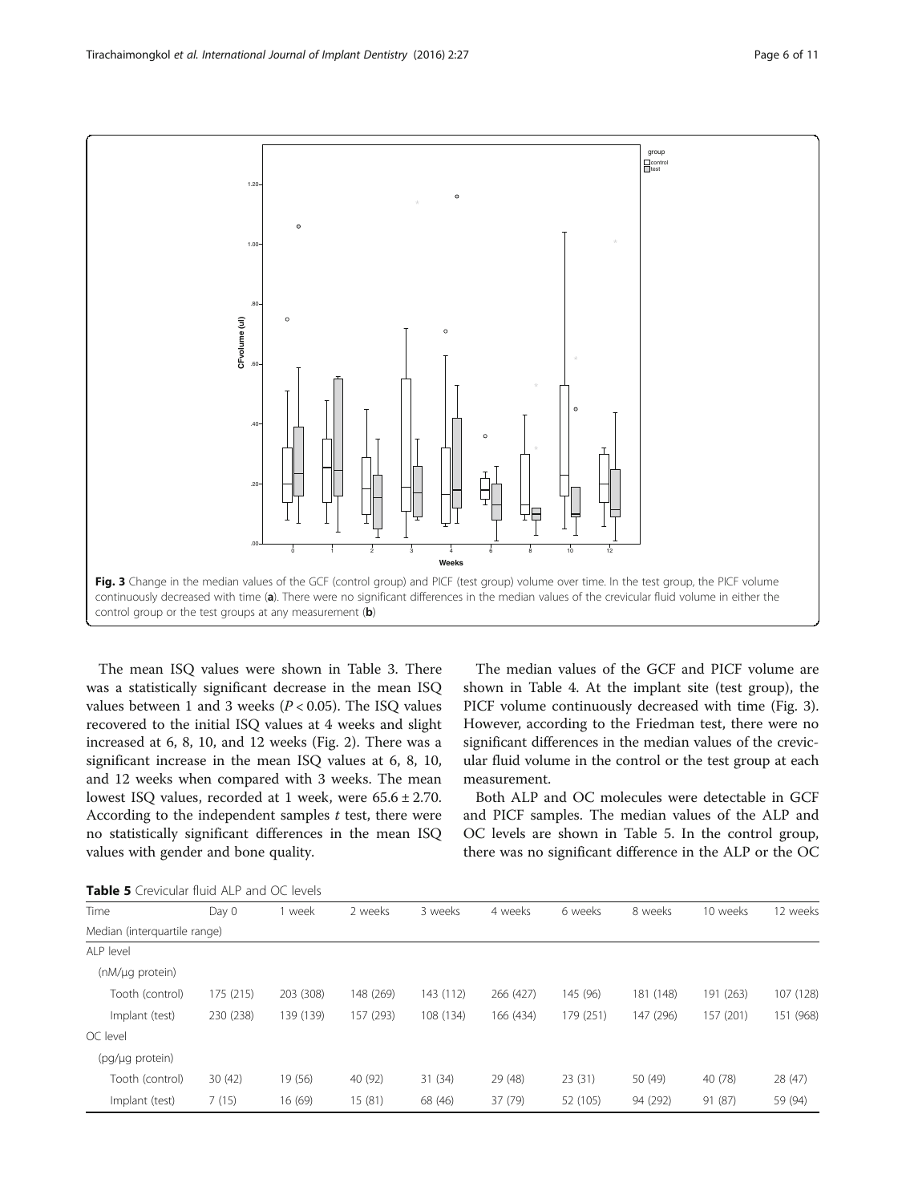Fig. 3 Change in the median values of the GCF (control group) and PICF (test group) volume over time. In the test group, the PICF volume continuously decreased with time (**a**). There were no significant differences in the median values of the crevicular fluid volume in either the control group or the test groups at any measurement (**b**)

The mean ISQ values were shown in Table 3. There was a statistically significant decrease in the mean ISQ values between 1 and 3 weeks ($P < 0.05$). The ISQ values recovered to the initial ISQ values at 4 weeks and slight increased at 6, 8, 10, and 12 weeks (Fig. 2). There was a significant increase in the mean ISQ values at 6, 8, 10, and 12 weeks when compared with 3 weeks. The mean lowest ISQ values, recorded at 1 week, were $65.6 \pm 2.70$. According to the independent samples *t* test, there were no statistically significant differences in the mean ISQ values with gender and bone quality.

The median values of the GCF and PICF volume are shown in Table 4. At the implant site (test group), the PICF volume continuously decreased with time (Fig. 3). However, according to the Friedman test, there were no significant differences in the median values of the crevicular fluid volume in the control or the test group at each measurement.

Both ALP and OC molecules were detectable in GCF and PICF samples. The median values of the ALP and OC levels are shown in Table 5. In the control group, there was no significant difference in the ALP or the OC

**Table 5** Crevicular fluid ALP and OC levels

| Time | Day 0 | 1 week | 2 weeks | 3 weeks | 4 weeks | 6 weeks | 8 weeks | 10 weeks | 12 weeks |
|---|---|---|---|---|---|---|---|---|---|
| Median (interquartile range) | | | | | | | | | |
| ALP level | | | | | | | | | |
| (nM/μg protein) | | | | | | | | | |
| Tooth (control) | 175 (215) | 203 (308) | 148 (269) | 143 (112) | 266 (427) | 145 (96) | 181 (148) | 191 (263) | 107 (128) |
| Implant (test) | 230 (238) | 139 (139) | 157 (293) | 108 (134) | 166 (434) | 179 (251) | 147 (296) | 157 (201) | 151 (968) |
| OC level | | | | | | | | | |
| (pg/μg protein) | | | | | | | | | |
| Tooth (control) | 30 (42) | 19 (56) | 40 (92) | 31 (34) | 29 (48) | 23 (31) | 50 (49) | 40 (78) | 28 (47) |
| Implant (test) | 7 (15) | 16 (69) | 15 (81) | 68 (46) | 37 (79) | 52 (105) | 94 (292) | 91 (87) | 59 (94) |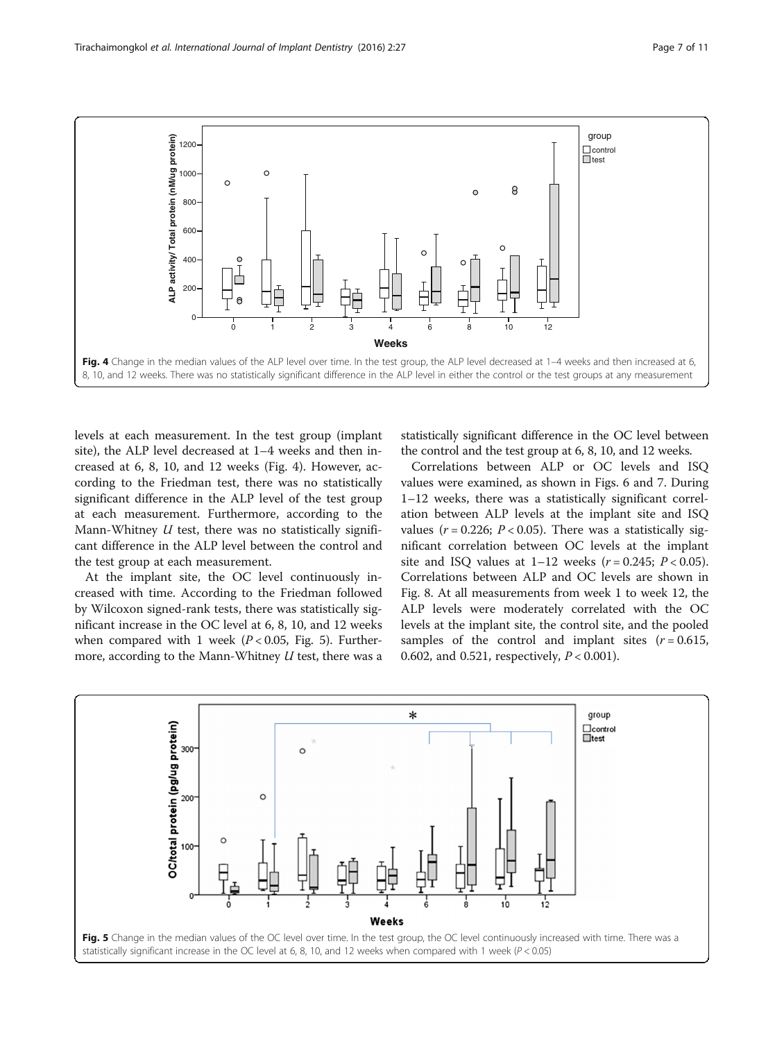Fig. 4 Change in the median values of the ALP level over time. In the test group, the ALP level decreased at 1–4 weeks and then increased at 6, 8, 10, and 12 weeks. There was no statistically significant difference in the ALP level in either the control or the test groups at any measurement

levels at each measurement. In the test group (implant site), the ALP level decreased at 1–4 weeks and then increased at 6, 8, 10, and 12 weeks (Fig. 4). However, according to the Friedman test, there was no statistically significant difference in the ALP level of the test group at each measurement. Furthermore, according to the Mann-Whitney *U* test, there was no statistically significant difference in the ALP level between the control and the test group at each measurement.

At the implant site, the OC level continuously increased with time. According to the Friedman followed by Wilcoxon signed-rank tests, there was statistically significant increase in the OC level at 6, 8, 10, and 12 weeks when compared with 1 week ($P < 0.05$, Fig. 5). Furthermore, according to the Mann-Whitney *U* test, there was a statistically significant difference in the OC level between the control and the test group at 6, 8, 10, and 12 weeks.

Correlations between ALP or OC levels and ISQ values were examined, as shown in Figs. 6 and 7. During 1–12 weeks, there was a statistically significant correlation between ALP levels at the implant site and ISQ values ($r = 0.226$; $P < 0.05$). There was a statistically significant correlation between OC levels at the implant site and ISQ values at 1–12 weeks ($r = 0.245$; $P < 0.05$). Correlations between ALP and OC levels are shown in Fig. 8. At all measurements from week 1 to week 12, the ALP levels were moderately correlated with the OC levels at the implant site, the control site, and the pooled samples of the control and implant sites ($r = 0.615$, 0.602, and 0.521, respectively, $P < 0.001$).

Fig. 5 Change in the median values of the OC level over time. In the test group, the OC level continuously increased with time. There was a statistically significant increase in the OC level at 6, 8, 10, and 12 weeks when compared with 1 week ($P < 0.05$)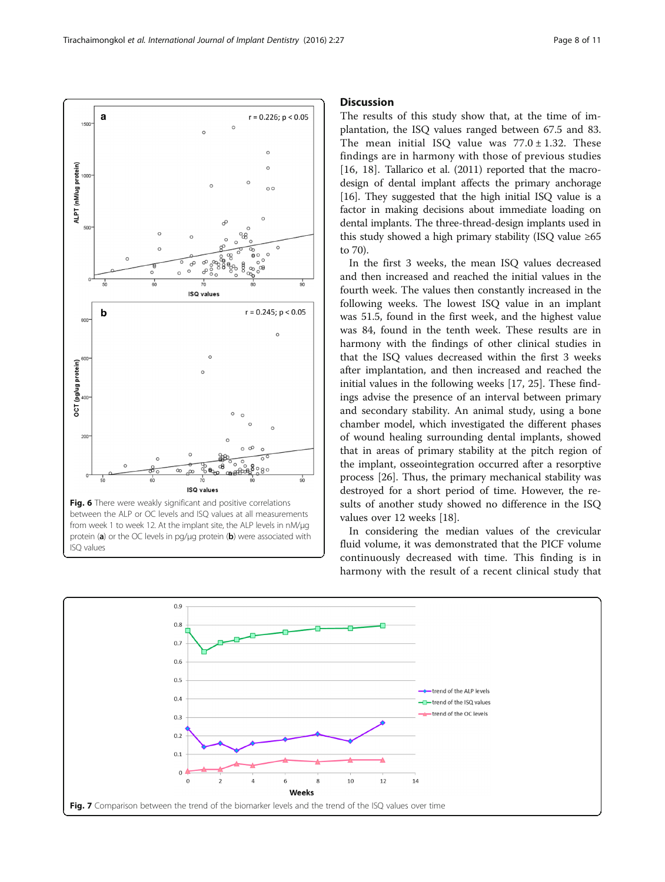Fig. 6 There were weakly significant and positive correlations between the ALP or OC levels and ISQ values at all measurements from week 1 to week 12. At the implant site, the ALP levels in nM/μg protein (**a**) or the OC levels in pg/μg protein (**b**) were associated with ISQ values

## Discussion

The results of this study show that, at the time of implantation, the ISQ values ranged between 67.5 and 83. The mean initial ISQ value was 77.0 ± 1.32. These findings are in harmony with those of previous studies [16, 18]. Tallarico et al. (2011) reported that the macro-design of dental implant affects the primary anchorage [16]. They suggested that the high initial ISQ value is a factor in making decisions about immediate loading on dental implants. The three-thread-design implants used in this study showed a high primary stability (ISQ value ≥65 to 70).

In the first 3 weeks, the mean ISQ values decreased and then increased and reached the initial values in the fourth week. The values then constantly increased in the following weeks. The lowest ISQ value in an implant was 51.5, found in the first week, and the highest value was 84, found in the tenth week. These results are in harmony with the findings of other clinical studies in that the ISQ values decreased within the first 3 weeks after implantation, and then increased and reached the initial values in the following weeks [17, 25]. These findings advise the presence of an interval between primary and secondary stability. An animal study, using a bone chamber model, which investigated the different phases of wound healing surrounding dental implants, showed that in areas of primary stability at the pitch region of the implant, osseointegration occurred after a resorptive process [26]. Thus, the primary mechanical stability was destroyed for a short period of time. However, the results of another study showed no difference in the ISQ values over 12 weeks [18].

In considering the median values of the crevicular fluid volume, it was demonstrated that the PICF volume continuously decreased with time. This finding is in harmony with the result of a recent clinical study that

Fig. 7 Comparison between the trend of the biomarker levels and the trend of the ISQ values over time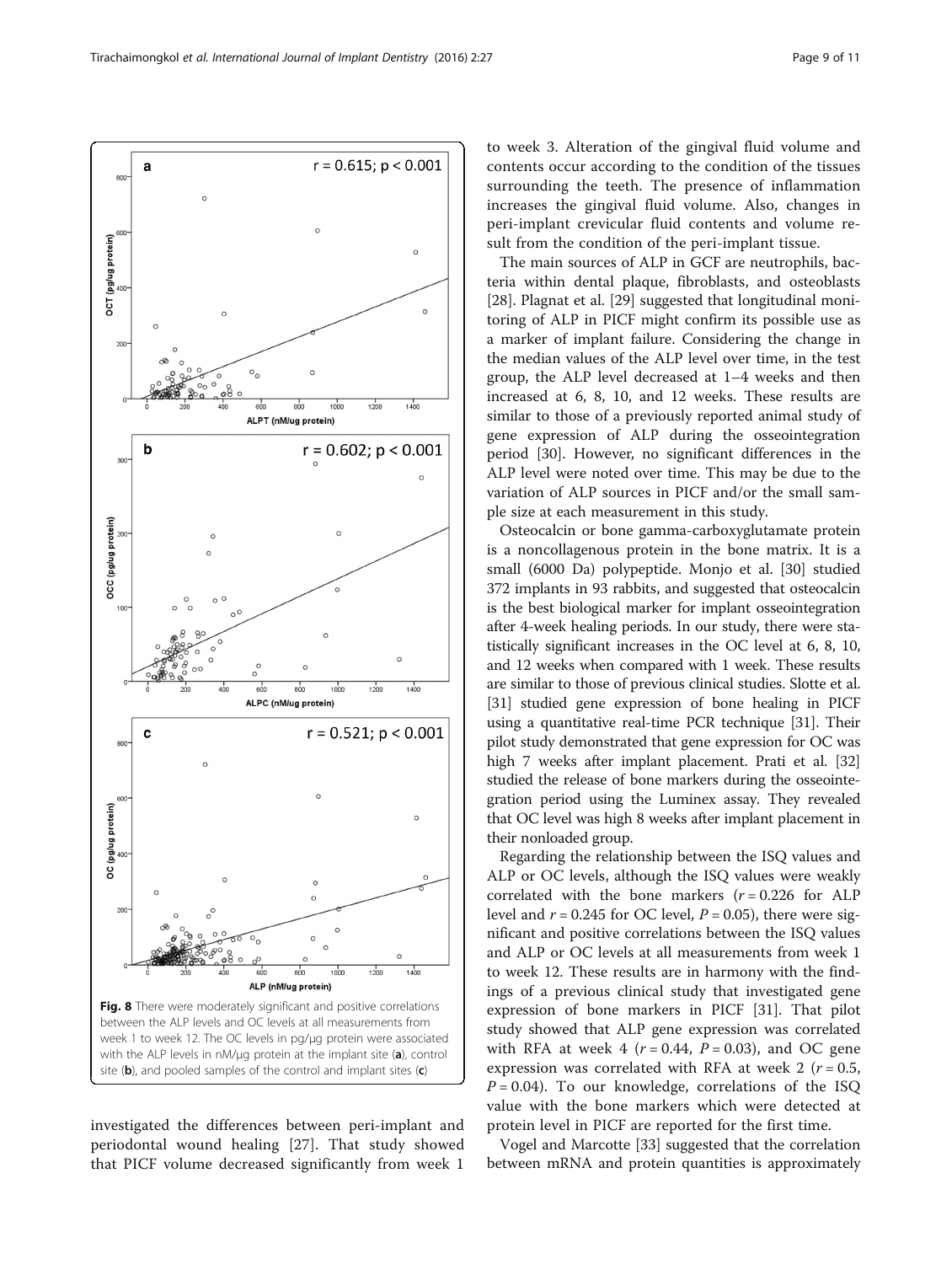Fig. 8 There were moderately significant and positive correlations between the ALP levels and OC levels at all measurements from week 1 to week 12. The OC levels in pg/μg protein were associated with the ALP levels in nM/μg protein at the implant site (**a**), control site (**b**), and pooled samples of the control and implant sites (**c**)

investigated the differences between peri-implant and periodontal wound healing [27]. That study showed that PICF volume decreased significantly from week 1 to week 3. Alteration of the gingival fluid volume and contents occur according to the condition of the tissues surrounding the teeth. The presence of inflammation increases the gingival fluid volume. Also, changes in peri-implant crevicular fluid contents and volume result from the condition of the peri-implant tissue.

The main sources of ALP in GCF are neutrophils, bacteria within dental plaque, fibroblasts, and osteoblasts [28]. Plagnat et al. [29] suggested that longitudinal monitoring of ALP in PICF might confirm its possible use as a marker of implant failure. Considering the change in the median values of the ALP level over time, in the test group, the ALP level decreased at 1–4 weeks and then increased at 6, 8, 10, and 12 weeks. These results are similar to those of a previously reported animal study of gene expression of ALP during the osseointegration period [30]. However, no significant differences in the ALP level were noted over time. This may be due to the variation of ALP sources in PICF and/or the small sample size at each measurement in this study.

Osteocalcin or bone gamma-carboxyglutamate protein is a noncollagenous protein in the bone matrix. It is a small (6000 Da) polypeptide. Monjo et al. [30] studied 372 implants in 93 rabbits, and suggested that osteocalcin is the best biological marker for implant osseointegration after 4-week healing periods. In our study, there were statistically significant increases in the OC level at 6, 8, 10, and 12 weeks when compared with 1 week. These results are similar to those of previous clinical studies. Slotte et al. [31] studied gene expression of bone healing in PICF using a quantitative real-time PCR technique [31]. Their pilot study demonstrated that gene expression for OC was high 7 weeks after implant placement. Prati et al. [32] studied the release of bone markers during the osseointegration period using the Luminex assay. They revealed that OC level was high 8 weeks after implant placement in their nonloaded group.

Regarding the relationship between the ISQ values and ALP or OC levels, although the ISQ values were weakly correlated with the bone markers ($r = 0.226$ for ALP level and $r = 0.245$ for OC level, $P = 0.05$), there were significant and positive correlations between the ISQ values and ALP or OC levels at all measurements from week 1 to week 12. These results are in harmony with the findings of a previous clinical study that investigated gene expression of bone markers in PICF [31]. That pilot study showed that ALP gene expression was correlated with RFA at week 4 ($r = 0.44$, $P = 0.03$), and OC gene expression was correlated with RFA at week 2 ($r = 0.5$, $P = 0.04$). To our knowledge, correlations of the ISQ value with the bone markers which were detected at protein level in PICF are reported for the first time.

Vogel and Marcotte [33] suggested that the correlation between mRNA and protein quantities is approximately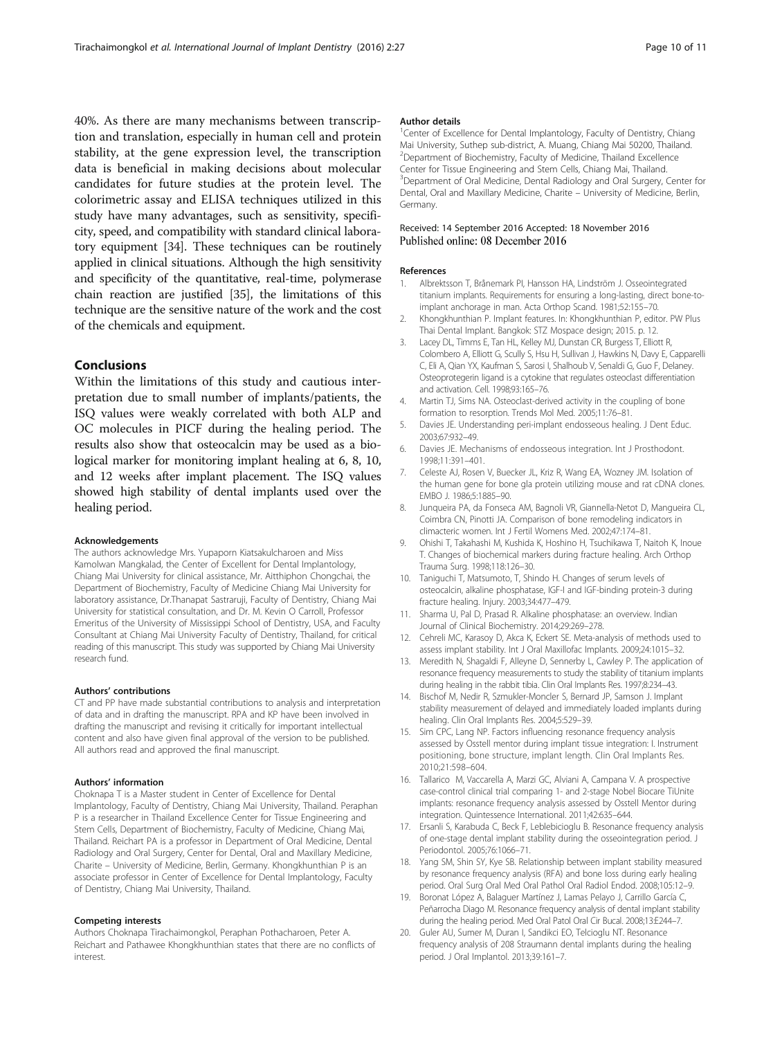40%. As there are many mechanisms between transcription and translation, especially in human cell and protein stability, at the gene expression level, the transcription data is beneficial in making decisions about molecular candidates for future studies at the protein level. The colorimetric assay and ELISA techniques utilized in this study have many advantages, such as sensitivity, specificity, speed, and compatibility with standard clinical laboratory equipment [34]. These techniques can be routinely applied in clinical situations. Although the high sensitivity and specificity of the quantitative, real-time, polymerase chain reaction are justified [35], the limitations of this technique are the sensitive nature of the work and the cost of the chemicals and equipment.

## Conclusions

Within the limitations of this study and cautious interpretation due to small number of implants/patients, the ISQ values were weakly correlated with both ALP and OC molecules in PICF during the healing period. The results also show that osteocalcin may be used as a biological marker for monitoring implant healing at 6, 8, 10, and 12 weeks after implant placement. The ISQ values showed high stability of dental implants used over the healing period.

#### Acknowledgements

The authors acknowledge Mrs. Yupaporn Kiatsakulcharoen and Miss Kamolwan Mangkalad, the Center of Excellent for Dental Implantology, Chiang Mai University for clinical assistance, Mr. Aitthiphon Chongchai, the Department of Biochemistry, Faculty of Medicine Chiang Mai University for laboratory assistance, Dr.Thanapat Sastraruji, Faculty of Dentistry, Chiang Mai University for statistical consultation, and Dr. M. Kevin O Carroll, Professor Emeritus of the University of Mississippi School of Dentistry, USA, and Faculty Consultant at Chiang Mai University Faculty of Dentistry, Thailand, for critical reading of this manuscript. This study was supported by Chiang Mai University research fund.

#### Authors' contributions

CT and PP have made substantial contributions to analysis and interpretation of data and in drafting the manuscript. RPA and KP have been involved in drafting the manuscript and revising it critically for important intellectual content and also have given final approval of the version to be published. All authors read and approved the final manuscript.

#### Authors' information

Choknapa T is a Master student in Center of Excellence for Dental Implantology, Faculty of Dentistry, Chiang Mai University, Thailand. Peraphan P is a researcher in Thailand Excellence Center for Tissue Engineering and Stem Cells, Department of Biochemistry, Faculty of Medicine, Chiang Mai, Thailand. Reichart PA is a professor in Department of Oral Medicine, Dental Radiology and Oral Surgery, Center for Dental, Oral and Maxillary Medicine, Charite – University of Medicine, Berlin, Germany. Khongkhunthian P is an associate professor in Center of Excellence for Dental Implantology, Faculty of Dentistry, Chiang Mai University, Thailand.

#### Competing interests

Authors Choknapa Tirachaimongkol, Peraphan Pothacharoen, Peter A. Reichart and Pathawee Khongkhunthian states that there are no conflicts of interest.

#### Author details

[1]Center of Excellence for Dental Implantology, Faculty of Dentistry, Chiang Mai University, Suthep sub-district, A. Muang, Chiang Mai 50200, Thailand. [2]Department of Biochemistry, Faculty of Medicine, Thailand Excellence Center for Tissue Engineering and Stem Cells, Chiang Mai, Thailand. [3]Department of Oral Medicine, Dental Radiology and Oral Surgery, Center for Dental, Oral and Maxillary Medicine, Charite – University of Medicine, Berlin, Germany.

Received: 14 September 2016 Accepted: 18 November 2016
Published online: 08 December 2016

#### References

1. Albrektsson T, Brånemark PI, Hansson HA, Lindström J. Osseointegrated titanium implants. Requirements for ensuring a long-lasting, direct bone-to-implant anchorage in man. Acta Orthop Scand. 1981;52:155–70.
2. Khongkhunthian P. Implant features. In: Khongkhunthian P, editor. PW Plus Thai Dental Implant. Bangkok: STZ Mospace design; 2015. p. 12.
3. Lacey DL, Timms E, Tan HL, Kelley MJ, Dunstan CR, Burgess T, Elliott R, Colombero A, Elliott G, Scully S, Hsu H, Sullivan J, Hawkins N, Davy E, Capparelli C, Eli A, Qian YX, Kaufman S, Sarosi I, Shalhoub V, Senaldi G, Guo F, Delaney. Osteoprotegerin ligand is a cytokine that regulates osteoclast differentiation and activation. Cell. 1998;93:165–76.
4. Martin TJ, Sims NA. Osteoclast-derived activity in the coupling of bone formation to resorption. Trends Mol Med. 2005;11:76–81.
5. Davies JE. Understanding peri-implant endosseous healing. J Dent Educ. 2003;67:932–49.
6. Davies JE. Mechanisms of endosseous integration. Int J Prosthodont. 1998;11:391–401.
7. Celeste AJ, Rosen V, Buecker JL, Kriz R, Wang EA, Wozney JM. Isolation of the human gene for bone gla protein utilizing mouse and rat cDNA clones. EMBO J. 1986;5:1885–90.
8. Junqueira PA, da Fonseca AM, Bagnoli VR, Giannella-Netot D, Mangueira CL, Coimbra CN, Pinotti JA. Comparison of bone remodeling indicators in climacteric women. Int J Fertil Womens Med. 2002;47:174–81.
9. Ohishi T, Takahashi M, Kushida K, Hoshino H, Tsuchikawa T, Naitoh K, Inoue T. Changes of biochemical markers during fracture healing. Arch Orthop Trauma Surg. 1998;118:126–30.
10. Taniguchi T, Matsumoto, T, Shindo H. Changes of serum levels of osteocalcin, alkaline phosphatase, IGF-I and IGF-binding protein-3 during fracture healing. Injury. 2003;34:477–479.
11. Sharma U, Pal D, Prasad R. Alkaline phosphatase: an overview. Indian Journal of Clinical Biochemistry. 2014;29:269–278.
12. Cehreli MC, Karasoy D, Akca K, Eckert SE. Meta-analysis of methods used to assess implant stability. Int J Oral Maxillofac Implants. 2009;24:1015–32.
13. Meredith N, Shagaldi F, Alleyne D, Sennerby L, Cawley P. The application of resonance frequency measurements to study the stability of titanium implants during healing in the rabbit tibia. Clin Oral Implants Res. 1997;8:234–43.
14. Bischof M, Nedir R, Szmukler-Moncler S, Bernard JP, Samson J. Implant stability measurement of delayed and immediately loaded implants during healing. Clin Oral Implants Res. 2004;5:529–39.
15. Sim CPC, Lang NP. Factors influencing resonance frequency analysis assessed by Osstell mentor during implant tissue integration: I. Instrument positioning, bone structure, implant length. Clin Oral Implants Res. 2010;21:598–604.
16. Tallarico M, Vaccarella A, Marzi GC, Alviani A, Campana V. A prospective case-control clinical trial comparing 1- and 2-stage Nobel Biocare TiUnite implants: resonance frequency analysis assessed by Osstell Mentor during integration. Quintessence International. 2011;42:635–644.
17. Ersanli S, Karabuda C, Beck F, Leblebicioglu B. Resonance frequency analysis of one-stage dental implant stability during the osseointegration period. J Periodontol. 2005;76:1066–71.
18. Yang SM, Shin SY, Kye SB. Relationship between implant stability measured by resonance frequency analysis (RFA) and bone loss during early healing period. Oral Surg Oral Med Oral Pathol Oral Radiol Endod. 2008;105:12–9.
19. Boronat López A, Balaguer Martínez J, Lamas Pelayo J, Carrillo García C, Peñarrocha Diago M. Resonance frequency analysis of dental implant stability during the healing period. Med Oral Patol Oral Cir Bucal. 2008;13:E244–7.
20. Guler AU, Sumer M, Duran I, Sandikci EO, Telcioglu NT. Resonance frequency analysis of 208 Straumann dental implants during the healing period. J Oral Implantol. 2013;39:161–7.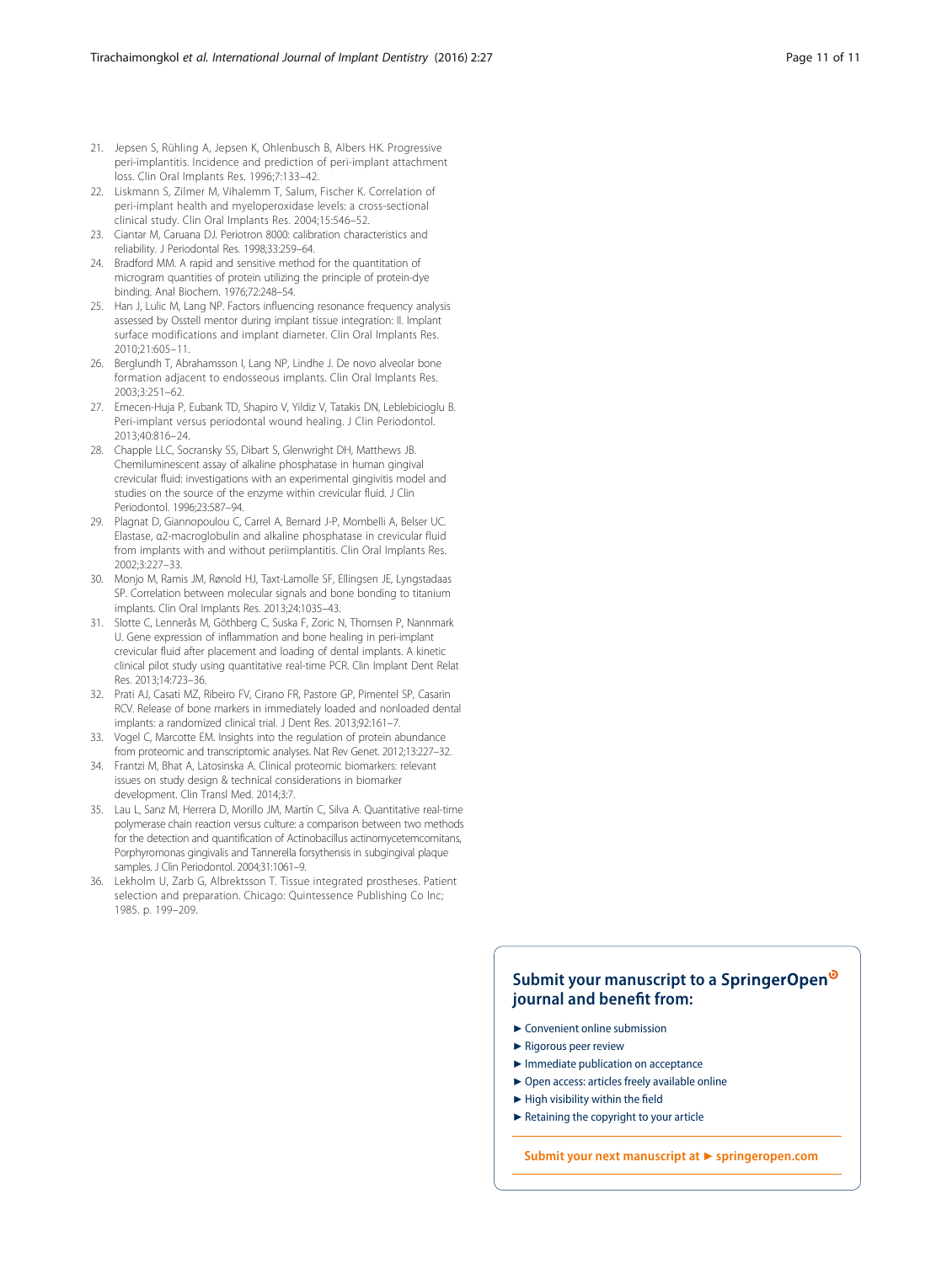21. Jepsen S, Rühling A, Jepsen K, Ohlenbusch B, Albers HK. Progressive peri-implantitis. Incidence and prediction of peri-implant attachment loss. Clin Oral Implants Res. 1996;7:133–42.
22. Liskmann S, Zilmer M, Vihalemm T, Salum, Fischer K. Correlation of peri-implant health and myeloperoxidase levels: a cross-sectional clinical study. Clin Oral Implants Res. 2004;15:546–52.
23. Ciantar M, Caruana DJ. Periotron 8000: calibration characteristics and reliability. J Periodontal Res. 1998;33:259–64.
24. Bradford MM. A rapid and sensitive method for the quantitation of microgram quantities of protein utilizing the principle of protein-dye binding. Anal Biochem. 1976;72:248–54.
25. Han J, Lulic M, Lang NP. Factors influencing resonance frequency analysis assessed by Osstell mentor during implant tissue integration: II. Implant surface modifications and implant diameter. Clin Oral Implants Res. 2010;21:605–11.
26. Berglundh T, Abrahamsson I, Lang NP, Lindhe J. De novo alveolar bone formation adjacent to endosseous implants. Clin Oral Implants Res. 2003;3:251–62.
27. Emecen-Huja P, Eubank TD, Shapiro V, Yildiz V, Tatakis DN, Leblebicioglu B. Peri-implant versus periodontal wound healing. J Clin Periodontol. 2013;40:816–24.
28. Chapple LLC, Socransky SS, Dibart S, Glenwright DH, Matthews JB. Chemiluminescent assay of alkaline phosphatase in human gingival crevicular fluid: investigations with an experimental gingivitis model and studies on the source of the enzyme within crevicular fluid. J Clin Periodontol. 1996;23:587–94.
29. Plagnat D, Giannopoulou C, Carrel A, Bernard J-P, Mombelli A, Belser UC. Elastase, α2-macroglobulin and alkaline phosphatase in crevicular fluid from implants with and without periimplantitis. Clin Oral Implants Res. 2002;3:227–33.
30. Monjo M, Ramis JM, Rønold HJ, Taxt-Lamolle SF, Ellingsen JE, Lyngstadaas SP. Correlation between molecular signals and bone bonding to titanium implants. Clin Oral Implants Res. 2013;24:1035–43.
31. Slotte C, Lennerås M, Göthberg C, Suska F, Zoric N, Thomsen P, Nannmark U. Gene expression of inflammation and bone healing in peri-implant crevicular fluid after placement and loading of dental implants. A kinetic clinical pilot study using quantitative real-time PCR. Clin Implant Dent Relat Res. 2013;14:723–36.
32. Prati AJ, Casati MZ, Ribeiro FV, Cirano FR, Pastore GP, Pimentel SP, Casarin RCV. Release of bone markers in immediately loaded and nonloaded dental implants: a randomized clinical trial. J Dent Res. 2013;92:161–7.
33. Vogel C, Marcotte EM. Insights into the regulation of protein abundance from proteomic and transcriptomic analyses. Nat Rev Genet. 2012;13:227–32.
34. Frantzi M, Bhat A, Latosinska A. Clinical proteomic biomarkers: relevant issues on study design & technical considerations in biomarker development. Clin Transl Med. 2014;3:7.
35. Lau L, Sanz M, Herrera D, Morillo JM, Martín C, Silva A. Quantitative real-time polymerase chain reaction versus culture: a comparison between two methods for the detection and quantification of Actinobacillus actinomycetemcomitans, Porphyromonas gingivalis and Tannerella forsythensis in subgingival plaque samples. J Clin Periodontol. 2004;31:1061–9.
36. Lekholm U, Zarb G, Albrektsson T. Tissue integrated prostheses. Patient selection and preparation. Chicago: Quintessence Publishing Co Inc; 1985. p. 199–209.

**Submit your manuscript to a SpringerOpen journal and benefit from:**

- ► Convenient online submission
- ► Rigorous peer review
- ► Immediate publication on acceptance
- ► Open access: articles freely available online
- ► High visibility within the field
- ► Retaining the copyright to your article

**Submit your next manuscript at ► springeropen.com**